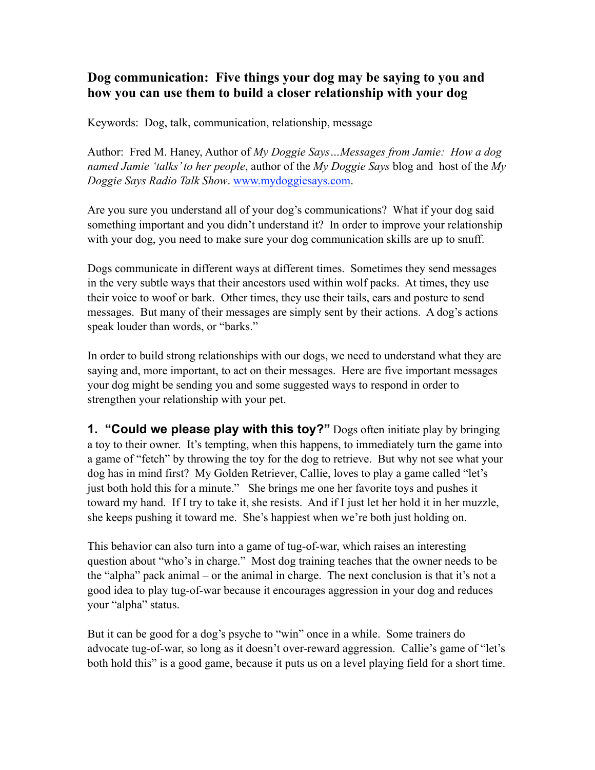## Dog communication: Five things your dog may be saying to you and how you can use them to build a closer relationship with your dog

Keywords: Dog, talk, communication, relationship, message

Author: Fred M. Haney, Author of *My Doggie Says…Messages from Jamie: How a dog named Jamie 'talks' to her people*, author of the *My Doggie Says* blog and host of the *My Doggie Says Radio Talk Show*. [www.mydoggiesays.com](http://www.mydoggiesays.com).

Are you sure you understand all of your dog's communications? What if your dog said something important and you didn't understand it? In order to improve your relationship with your dog, you need to make sure your dog communication skills are up to snuff.

Dogs communicate in different ways at different times. Sometimes they send messages in the very subtle ways that their ancestors used within wolf packs. At times, they use their voice to woof or bark. Other times, they use their tails, ears and posture to send messages. But many of their messages are simply sent by their actions. A dog's actions speak louder than words, or "barks."

In order to build strong relationships with our dogs, we need to understand what they are saying and, more important, to act on their messages. Here are five important messages your dog might be sending you and some suggested ways to respond in order to strengthen your relationship with your pet.

**1. "Could we please play with this toy?"** Dogs often initiate play by bringing a toy to their owner. It's tempting, when this happens, to immediately turn the game into a game of "fetch" by throwing the toy for the dog to retrieve. But why not see what your dog has in mind first? My Golden Retriever, Callie, loves to play a game called "let's just both hold this for a minute." She brings me one her favorite toys and pushes it toward my hand. If I try to take it, she resists. And if I just let her hold it in her muzzle, she keeps pushing it toward me. She's happiest when we're both just holding on.

This behavior can also turn into a game of tug-of-war, which raises an interesting question about "who's in charge." Most dog training teaches that the owner needs to be the "alpha" pack animal – or the animal in charge. The next conclusion is that it's not a good idea to play tug-of-war because it encourages aggression in your dog and reduces your "alpha" status.

But it can be good for a dog's psyche to "win" once in a while. Some trainers do advocate tug-of-war, so long as it doesn't over-reward aggression. Callie's game of "let's both hold this" is a good game, because it puts us on a level playing field for a short time.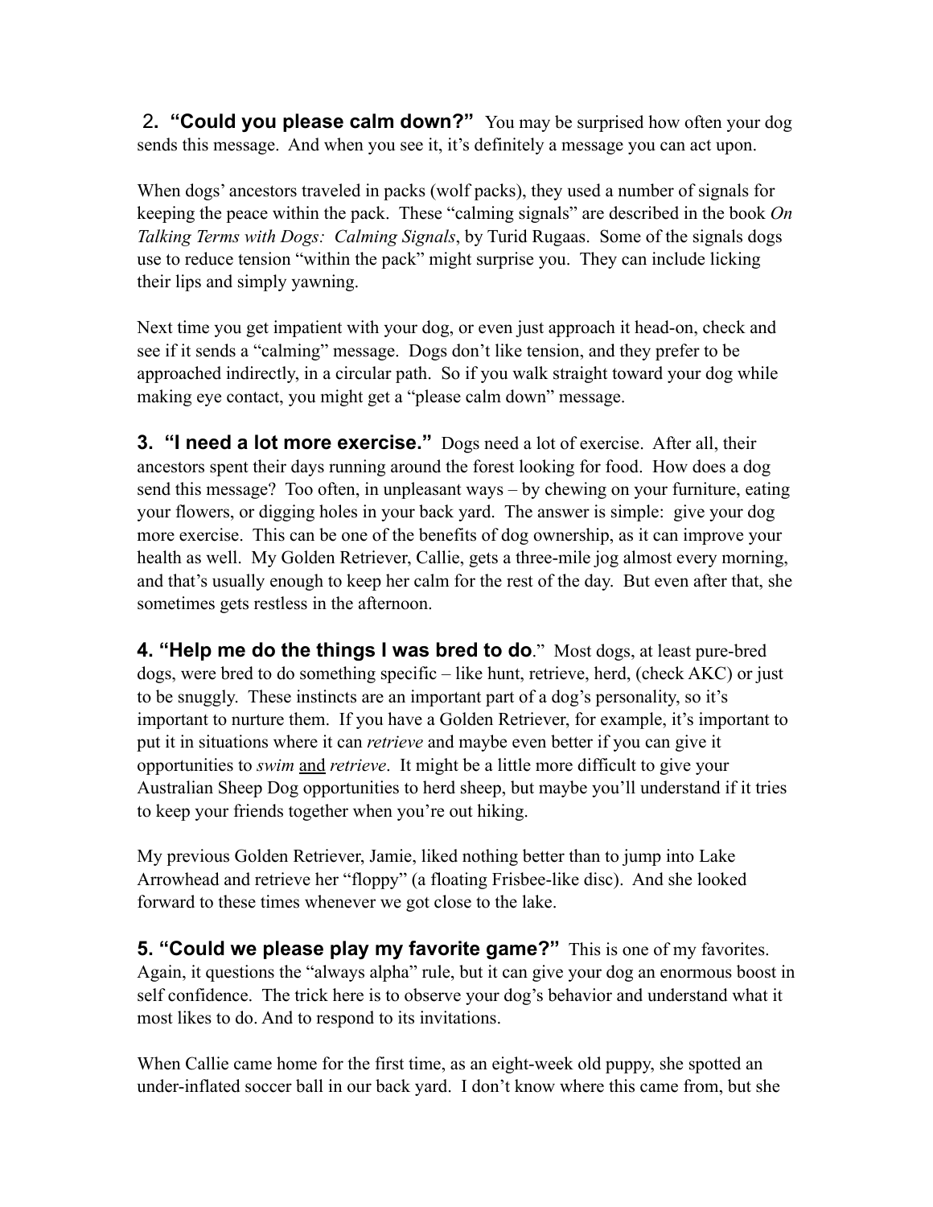**2. “Could you please calm down?”** You may be surprised how often your dog sends this message. And when you see it, it’s definitely a message you can act upon.

When dogs’ ancestors traveled in packs (wolf packs), they used a number of signals for keeping the peace within the pack. These “calming signals” are described in the book *On Talking Terms with Dogs: Calming Signals*, by Turid Rugaas. Some of the signals dogs use to reduce tension “within the pack” might surprise you. They can include licking their lips and simply yawning.

Next time you get impatient with your dog, or even just approach it head-on, check and see if it sends a “calming” message. Dogs don’t like tension, and they prefer to be approached indirectly, in a circular path. So if you walk straight toward your dog while making eye contact, you might get a “please calm down” message.

**3. “I need a lot more exercise.”** Dogs need a lot of exercise. After all, their ancestors spent their days running around the forest looking for food. How does a dog send this message? Too often, in unpleasant ways – by chewing on your furniture, eating your flowers, or digging holes in your back yard. The answer is simple: give your dog more exercise. This can be one of the benefits of dog ownership, as it can improve your health as well. My Golden Retriever, Callie, gets a three-mile jog almost every morning, and that’s usually enough to keep her calm for the rest of the day. But even after that, she sometimes gets restless in the afternoon.

**4. “Help me do the things I was bred to do**.” Most dogs, at least pure-bred dogs, were bred to do something specific – like hunt, retrieve, herd, (check AKC) or just to be snuggly. These instincts are an important part of a dog’s personality, so it’s important to nurture them. If you have a Golden Retriever, for example, it’s important to put it in situations where it can *retrieve* and maybe even better if you can give it opportunities to *swim* <u>and</u> *retrieve*. It might be a little more difficult to give your Australian Sheep Dog opportunities to herd sheep, but maybe you’ll understand if it tries to keep your friends together when you’re out hiking.

My previous Golden Retriever, Jamie, liked nothing better than to jump into Lake Arrowhead and retrieve her “floppy” (a floating Frisbee-like disc). And she looked forward to these times whenever we got close to the lake.

**5. “Could we please play my favorite game?”** This is one of my favorites. Again, it questions the “always alpha” rule, but it can give your dog an enormous boost in self confidence. The trick here is to observe your dog’s behavior and understand what it most likes to do. And to respond to its invitations.

When Callie came home for the first time, as an eight-week old puppy, she spotted an under-inflated soccer ball in our back yard. I don’t know where this came from, but she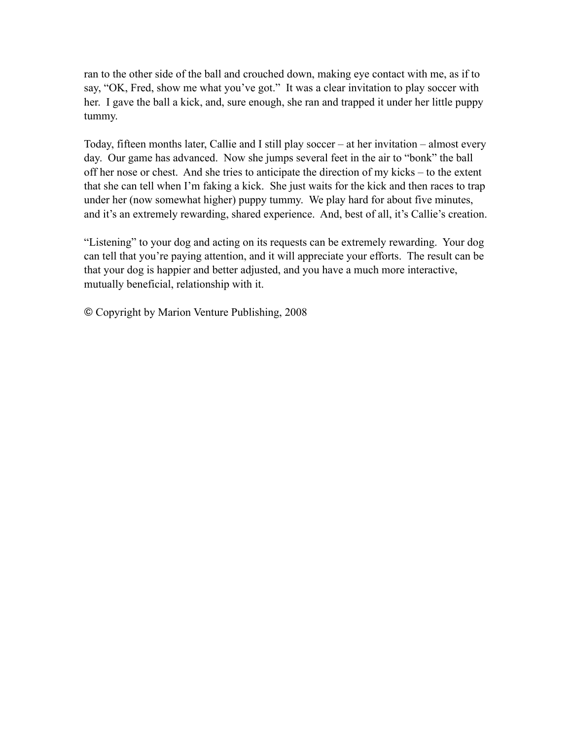ran to the other side of the ball and crouched down, making eye contact with me, as if to say, "OK, Fred, show me what you've got." It was a clear invitation to play soccer with her. I gave the ball a kick, and, sure enough, she ran and trapped it under her little puppy tummy.

Today, fifteen months later, Callie and I still play soccer – at her invitation – almost every day. Our game has advanced. Now she jumps several feet in the air to "bonk" the ball off her nose or chest. And she tries to anticipate the direction of my kicks – to the extent that she can tell when I'm faking a kick. She just waits for the kick and then races to trap under her (now somewhat higher) puppy tummy. We play hard for about five minutes, and it's an extremely rewarding, shared experience. And, best of all, it's Callie's creation.

"Listening" to your dog and acting on its requests can be extremely rewarding. Your dog can tell that you're paying attention, and it will appreciate your efforts. The result can be that your dog is happier and better adjusted, and you have a much more interactive, mutually beneficial, relationship with it.

© Copyright by Marion Venture Publishing, 2008